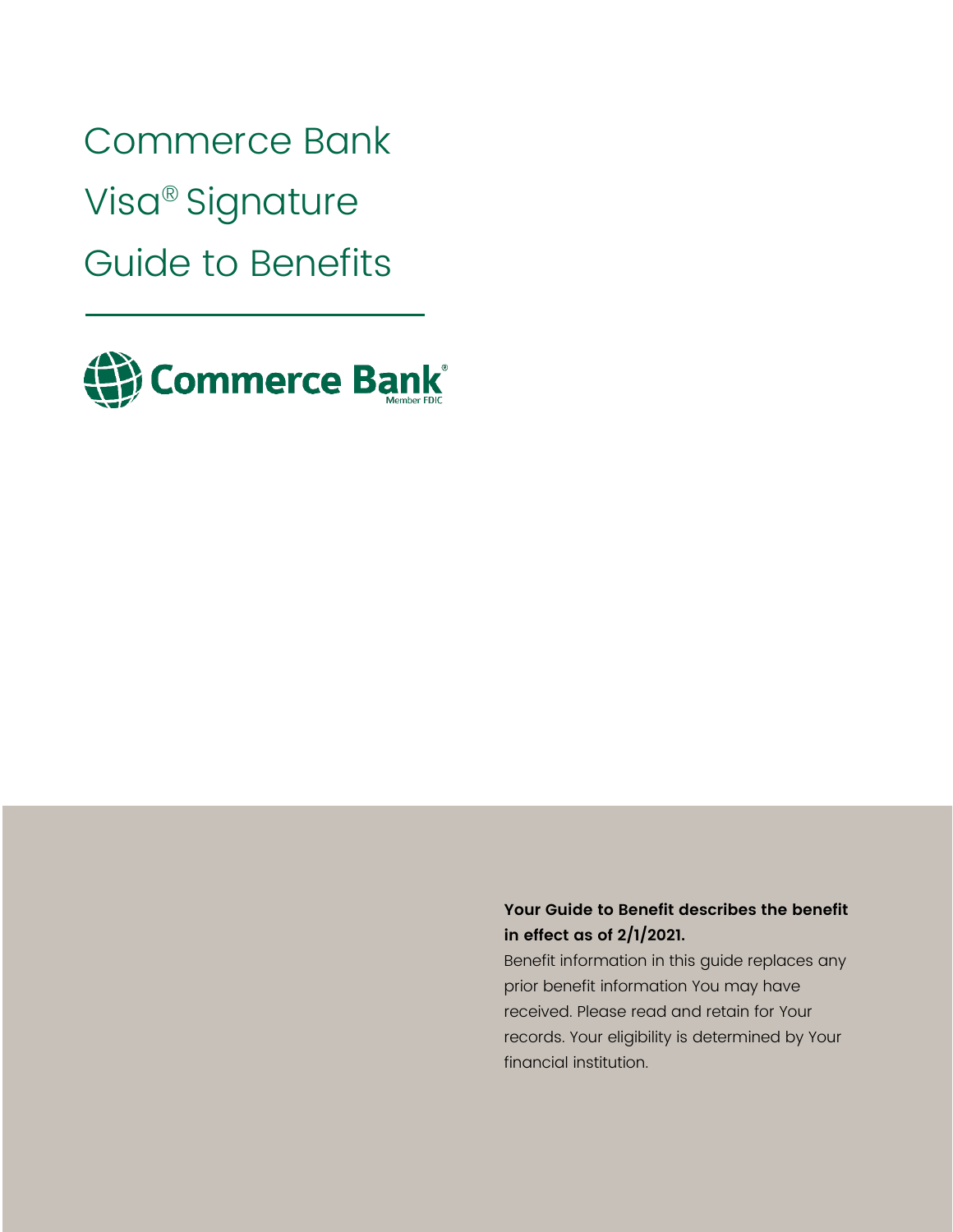# Commerce Bank Visa® Signature Guide to Benefits

Commerce Bank

Member FDIC

**Your Guide to Benefit describes the benefit in effect as of 2/1/2021.**

Benefit information in this guide replaces any prior benefit information You may have received. Please read and retain for Your records. Your eligibility is determined by Your financial institution.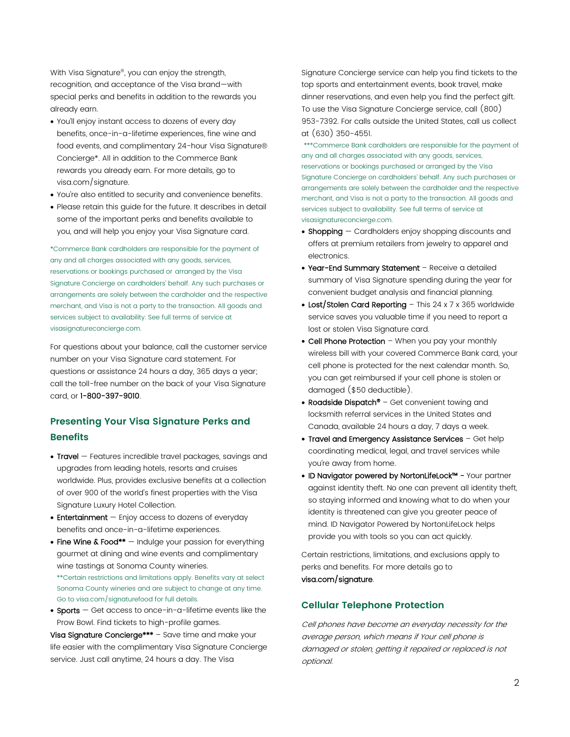With Visa Signature®, you can enjoy the strength, recognition, and acceptance of the Visa brand—with special perks and benefits in addition to the rewards you already earn.

- You'll enjoy instant access to dozens of every day benefits, once-in-a-lifetime experiences, fine wine and food events, and complimentary 24-hour Visa Signature® Concierge*. All in addition to the Commerce Bank rewards you already earn. For more details, go to visa.com/signature.
- You're also entitled to security and convenience benefits.
- Please retain this guide for the future. It describes in detail some of the important perks and benefits available to you, and will help you enjoy your Visa Signature card.

*Commerce Bank cardholders are responsible for the payment of any and all charges associated with any goods, services, reservations or bookings purchased or arranged by the Visa Signature Concierge on cardholders' behalf. Any such purchases or arrangements are solely between the cardholder and the respective merchant, and Visa is not a party to the transaction. All goods and services subject to availability. See full terms of service at visasignatureconcierge.com.

For questions about your balance, call the customer service number on your Visa Signature card statement. For questions or assistance 24 hours a day, 365 days a year; call the toll-free number on the back of your Visa Signature card, or 1-800-397-9010.

## Presenting Your Visa Signature Perks and Benefits

- **Travel** — Features incredible travel packages, savings and upgrades from leading hotels, resorts and cruises worldwide. Plus, provides exclusive benefits at a collection of over 900 of the world's finest properties with the Visa Signature Luxury Hotel Collection.
- **Entertainment** — Enjoy access to dozens of everyday benefits and once-in-a-lifetime experiences.
- **Fine Wine & Food**** — Indulge your passion for everything gourmet at dining and wine events and complimentary wine tastings at Sonoma County wineries.
  **Certain restrictions and limitations apply. Benefits vary at select Sonoma County wineries and are subject to change at any time. Go to visa.com/signaturefood for full details.
- **Sports** — Get access to once-in-a-lifetime events like the Prow Bowl. Find tickets to high-profile games.

**Visa Signature Concierge***** – Save time and make your life easier with the complimentary Visa Signature Concierge service. Just call anytime, 24 hours a day. The Visa Signature Concierge service can help you find tickets to the top sports and entertainment events, book travel, make dinner reservations, and even help you find the perfect gift. To use the Visa Signature Concierge service, call (800) 953-7392. For calls outside the United States, call us collect at (630) 350-4551.

***Commerce Bank cardholders are responsible for the payment of any and all charges associated with any goods, services, reservations or bookings purchased or arranged by the Visa Signature Concierge on cardholders' behalf. Any such purchases or arrangements are solely between the cardholder and the respective merchant, and Visa is not a party to the transaction. All goods and services subject to availability. See full terms of service at visasignatureconcierge.com.

- **Shopping** — Cardholders enjoy shopping discounts and offers at premium retailers from jewelry to apparel and electronics.
- **Year-End Summary Statement** – Receive a detailed summary of Visa Signature spending during the year for convenient budget analysis and financial planning.
- **Lost/Stolen Card Reporting** – This 24 x 7 x 365 worldwide service saves you valuable time if you need to report a lost or stolen Visa Signature card.
- **Cell Phone Protection** – When you pay your monthly wireless bill with your covered Commerce Bank card, your cell phone is protected for the next calendar month. So, you can get reimbursed if your cell phone is stolen or damaged ($50 deductible).
- **Roadside Dispatch®** – Get convenient towing and locksmith referral services in the United States and Canada, available 24 hours a day, 7 days a week.
- **Travel and Emergency Assistance Services** – Get help coordinating medical, legal, and travel services while you're away from home.
- **ID Navigator powered by NortonLifeLock™** - Your partner against identity theft. No one can prevent all identity theft, so staying informed and knowing what to do when your identity is threatened can give you greater peace of mind. ID Navigator Powered by NortonLifeLock helps provide you with tools so you can act quickly.

Certain restrictions, limitations, and exclusions apply to perks and benefits. For more details go to visa.com/signature.

## Cellular Telephone Protection

*Cell phones have become an everyday necessity for the average person, which means if Your cell phone is damaged or stolen, getting it repaired or replaced is not optional.*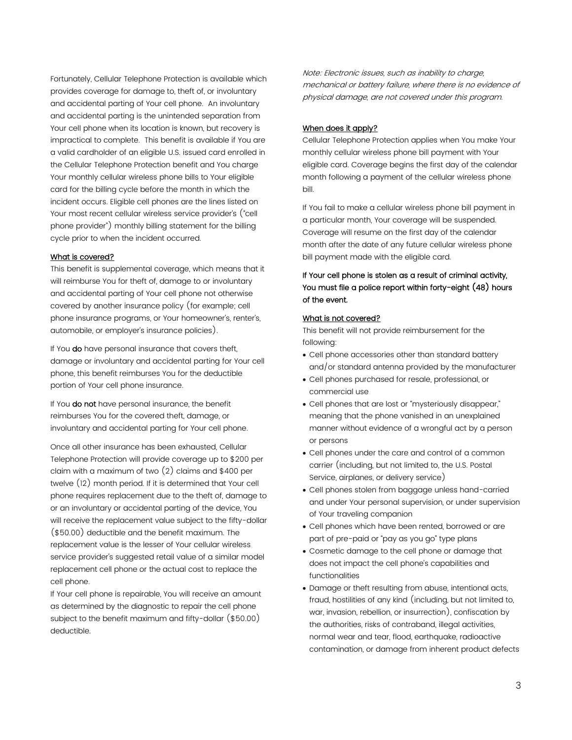Fortunately, Cellular Telephone Protection is available which provides coverage for damage to, theft of, or involuntary and accidental parting of Your cell phone. An involuntary and accidental parting is the unintended separation from Your cell phone when its location is known, but recovery is impractical to complete. This benefit is available if You are a valid cardholder of an eligible U.S. issued card enrolled in the Cellular Telephone Protection benefit and You charge Your monthly cellular wireless phone bills to Your eligible card for the billing cycle before the month in which the incident occurs. Eligible cell phones are the lines listed on Your most recent cellular wireless service provider's ("cell phone provider") monthly billing statement for the billing cycle prior to when the incident occurred.

## What is covered?

This benefit is supplemental coverage, which means that it will reimburse You for theft of, damage to or involuntary and accidental parting of Your cell phone not otherwise covered by another insurance policy (for example; cell phone insurance programs, or Your homeowner's, renter's, automobile, or employer's insurance policies).

If You **do** have personal insurance that covers theft, damage or involuntary and accidental parting for Your cell phone, this benefit reimburses You for the deductible portion of Your cell phone insurance.

If You **do not** have personal insurance, the benefit reimburses You for the covered theft, damage, or involuntary and accidental parting for Your cell phone.

Once all other insurance has been exhausted, Cellular Telephone Protection will provide coverage up to $200 per claim with a maximum of two (2) claims and $400 per twelve (12) month period. If it is determined that Your cell phone requires replacement due to the theft of, damage to or an involuntary or accidental parting of the device, You will receive the replacement value subject to the fifty-dollar ($50.00) deductible and the benefit maximum. The replacement value is the lesser of Your cellular wireless service provider's suggested retail value of a similar model replacement cell phone or the actual cost to replace the cell phone.

If Your cell phone is repairable, You will receive an amount as determined by the diagnostic to repair the cell phone subject to the benefit maximum and fifty-dollar ($50.00) deductible.

*Note: Electronic issues, such as inability to charge, mechanical or battery failure, where there is no evidence of physical damage, are not covered under this program.*

## When does it apply?

Cellular Telephone Protection applies when You make Your monthly cellular wireless phone bill payment with Your eligible card. Coverage begins the first day of the calendar month following a payment of the cellular wireless phone bill.

If You fail to make a cellular wireless phone bill payment in a particular month, Your coverage will be suspended. Coverage will resume on the first day of the calendar month after the date of any future cellular wireless phone bill payment made with the eligible card.

**If Your cell phone is stolen as a result of criminal activity, You must file a police report within forty-eight (48) hours of the event.**

## What is not covered?

This benefit will not provide reimbursement for the following:

- Cell phone accessories other than standard battery and/or standard antenna provided by the manufacturer
- Cell phones purchased for resale, professional, or commercial use
- Cell phones that are lost or "mysteriously disappear," meaning that the phone vanished in an unexplained manner without evidence of a wrongful act by a person or persons
- Cell phones under the care and control of a common carrier (including, but not limited to, the U.S. Postal Service, airplanes, or delivery service)
- Cell phones stolen from baggage unless hand-carried and under Your personal supervision, or under supervision of Your traveling companion
- Cell phones which have been rented, borrowed or are part of pre-paid or "pay as you go" type plans
- Cosmetic damage to the cell phone or damage that does not impact the cell phone's capabilities and functionalities
- Damage or theft resulting from abuse, intentional acts, fraud, hostilities of any kind (including, but not limited to, war, invasion, rebellion, or insurrection), confiscation by the authorities, risks of contraband, illegal activities, normal wear and tear, flood, earthquake, radioactive contamination, or damage from inherent product defects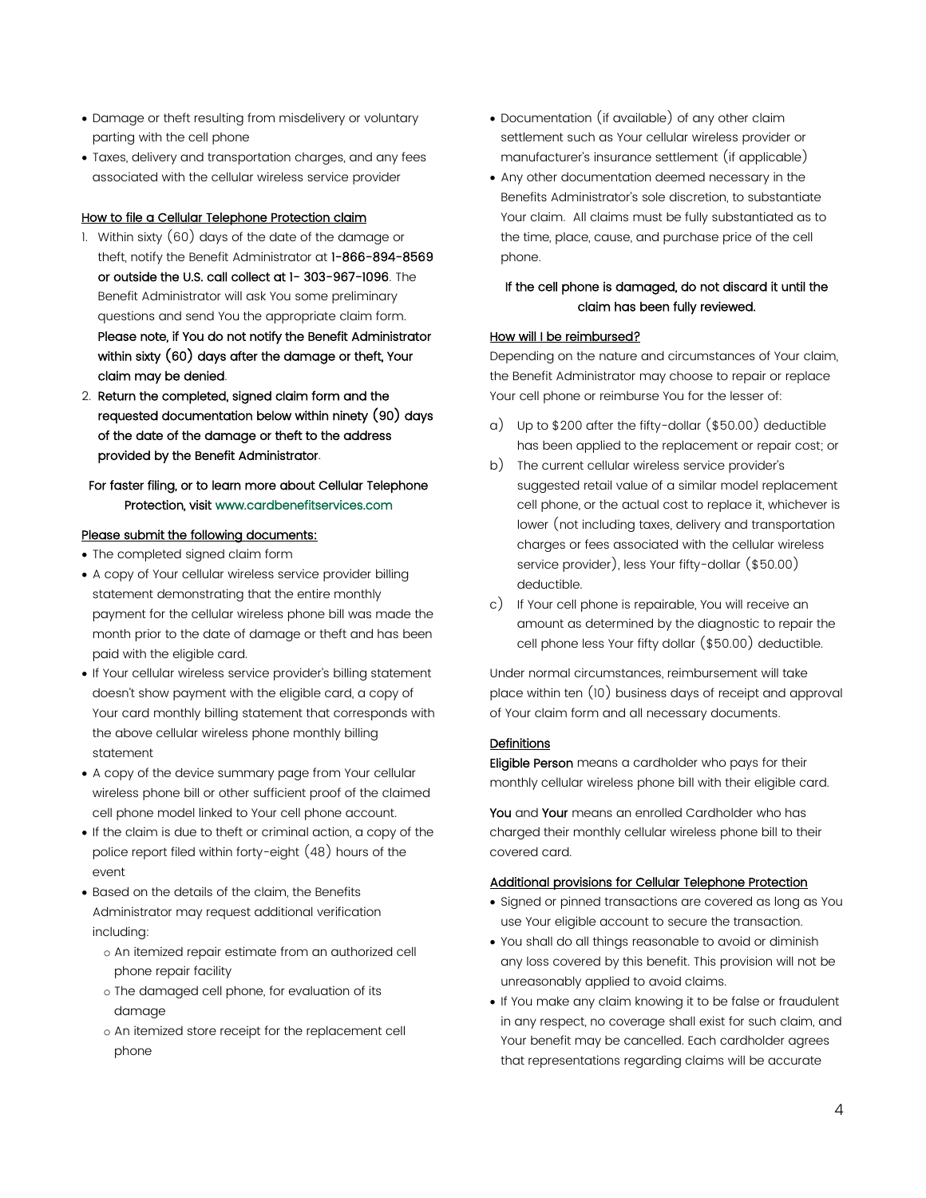- Damage or theft resulting from misdelivery or voluntary parting with the cell phone
- Taxes, delivery and transportation charges, and any fees associated with the cellular wireless service provider

## How to file a Cellular Telephone Protection claim

1. Within sixty (60) days of the date of the damage or theft, notify the Benefit Administrator at **1-866-894-8569 or outside the U.S. call collect at 1- 303-967-1096**. The Benefit Administrator will ask You some preliminary questions and send You the appropriate claim form. **Please note, if You do not notify the Benefit Administrator within sixty (60) days after the damage or theft, Your claim may be denied**.
2. **Return the completed, signed claim form and the requested documentation below within ninety (90) days of the date of the damage or theft to the address provided by the Benefit Administrator**.

**For faster filing, or to learn more about Cellular Telephone Protection, visit** www.cardbenefitservices.com

## Please submit the following documents:

- The completed signed claim form
- A copy of Your cellular wireless service provider billing statement demonstrating that the entire monthly payment for the cellular wireless phone bill was made the month prior to the date of damage or theft and has been paid with the eligible card.
- If Your cellular wireless service provider's billing statement doesn't show payment with the eligible card, a copy of Your card monthly billing statement that corresponds with the above cellular wireless phone monthly billing statement
- A copy of the device summary page from Your cellular wireless phone bill or other sufficient proof of the claimed cell phone model linked to Your cell phone account.
- If the claim is due to theft or criminal action, a copy of the police report filed within forty-eight (48) hours of the event
- Based on the details of the claim, the Benefits Administrator may request additional verification including:
  - An itemized repair estimate from an authorized cell phone repair facility
  - The damaged cell phone, for evaluation of its damage
  - An itemized store receipt for the replacement cell phone
- Documentation (if available) of any other claim settlement such as Your cellular wireless provider or manufacturer's insurance settlement (if applicable)
- Any other documentation deemed necessary in the Benefits Administrator's sole discretion, to substantiate Your claim. All claims must be fully substantiated as to the time, place, cause, and purchase price of the cell phone.

**If the cell phone is damaged, do not discard it until the claim has been fully reviewed.**

## How will I be reimbursed?

Depending on the nature and circumstances of Your claim, the Benefit Administrator may choose to repair or replace Your cell phone or reimburse You for the lesser of:

a) Up to $200 after the fifty-dollar ($50.00) deductible has been applied to the replacement or repair cost; or

b) The current cellular wireless service provider's suggested retail value of a similar model replacement cell phone, or the actual cost to replace it, whichever is lower (not including taxes, delivery and transportation charges or fees associated with the cellular wireless service provider), less Your fifty-dollar ($50.00) deductible.

c) If Your cell phone is repairable, You will receive an amount as determined by the diagnostic to repair the cell phone less Your fifty dollar ($50.00) deductible.

Under normal circumstances, reimbursement will take place within ten (10) business days of receipt and approval of Your claim form and all necessary documents.

## Definitions

**Eligible Person** means a cardholder who pays for their monthly cellular wireless phone bill with their eligible card.

**You** and **Your** means an enrolled Cardholder who has charged their monthly cellular wireless phone bill to their covered card.

## Additional provisions for Cellular Telephone Protection

- Signed or pinned transactions are covered as long as You use Your eligible account to secure the transaction.
- You shall do all things reasonable to avoid or diminish any loss covered by this benefit. This provision will not be unreasonably applied to avoid claims.
- If You make any claim knowing it to be false or fraudulent in any respect, no coverage shall exist for such claim, and Your benefit may be cancelled. Each cardholder agrees that representations regarding claims will be accurate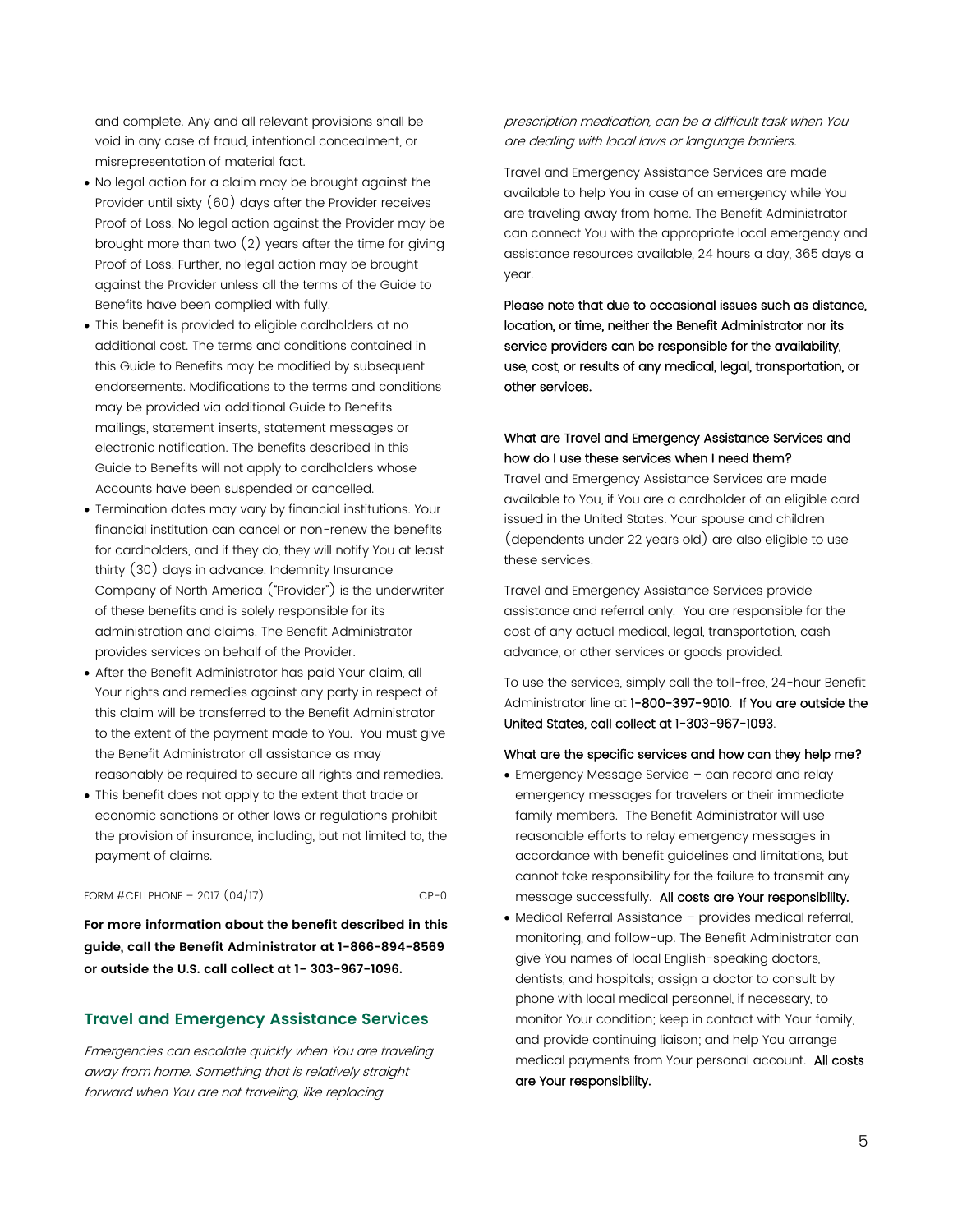and complete. Any and all relevant provisions shall be void in any case of fraud, intentional concealment, or misrepresentation of material fact.

- No legal action for a claim may be brought against the Provider until sixty (60) days after the Provider receives Proof of Loss. No legal action against the Provider may be brought more than two (2) years after the time for giving Proof of Loss. Further, no legal action may be brought against the Provider unless all the terms of the Guide to Benefits have been complied with fully.
- This benefit is provided to eligible cardholders at no additional cost. The terms and conditions contained in this Guide to Benefits may be modified by subsequent endorsements. Modifications to the terms and conditions may be provided via additional Guide to Benefits mailings, statement inserts, statement messages or electronic notification. The benefits described in this Guide to Benefits will not apply to cardholders whose Accounts have been suspended or cancelled.
- Termination dates may vary by financial institutions. Your financial institution can cancel or non-renew the benefits for cardholders, and if they do, they will notify You at least thirty (30) days in advance. Indemnity Insurance Company of North America ("Provider") is the underwriter of these benefits and is solely responsible for its administration and claims. The Benefit Administrator provides services on behalf of the Provider.
- After the Benefit Administrator has paid Your claim, all Your rights and remedies against any party in respect of this claim will be transferred to the Benefit Administrator to the extent of the payment made to You. You must give the Benefit Administrator all assistance as may reasonably be required to secure all rights and remedies.
- This benefit does not apply to the extent that trade or economic sanctions or other laws or regulations prohibit the provision of insurance, including, but not limited to, the payment of claims.

FORM #CELLPHONE – 2017 (04/17) CP-0

**For more information about the benefit described in this guide, call the Benefit Administrator at 1-866-894-8569 or outside the U.S. call collect at 1- 303-967-1096.**

## Travel and Emergency Assistance Services

*Emergencies can escalate quickly when You are traveling away from home. Something that is relatively straight forward when You are not traveling, like replacing prescription medication, can be a difficult task when You are dealing with local laws or language barriers.*

Travel and Emergency Assistance Services are made available to help You in case of an emergency while You are traveling away from home. The Benefit Administrator can connect You with the appropriate local emergency and assistance resources available, 24 hours a day, 365 days a year.

Please note that due to occasional issues such as distance, location, or time, neither the Benefit Administrator nor its service providers can be responsible for the availability, use, cost, or results of any medical, legal, transportation, or other services.

### What are Travel and Emergency Assistance Services and how do I use these services when I need them?

Travel and Emergency Assistance Services are made available to You, if You are a cardholder of an eligible card issued in the United States. Your spouse and children (dependents under 22 years old) are also eligible to use these services.

Travel and Emergency Assistance Services provide assistance and referral only. You are responsible for the cost of any actual medical, legal, transportation, cash advance, or other services or goods provided.

To use the services, simply call the toll-free, 24-hour Benefit Administrator line at 1-800-397-9010. If You are outside the United States, call collect at 1-303-967-1093.

### What are the specific services and how can they help me?

- Emergency Message Service – can record and relay emergency messages for travelers or their immediate family members. The Benefit Administrator will use reasonable efforts to relay emergency messages in accordance with benefit guidelines and limitations, but cannot take responsibility for the failure to transmit any message successfully. All costs are Your responsibility.
- Medical Referral Assistance – provides medical referral, monitoring, and follow-up. The Benefit Administrator can give You names of local English-speaking doctors, dentists, and hospitals; assign a doctor to consult by phone with local medical personnel, if necessary, to monitor Your condition; keep in contact with Your family, and provide continuing liaison; and help You arrange medical payments from Your personal account. All costs are Your responsibility.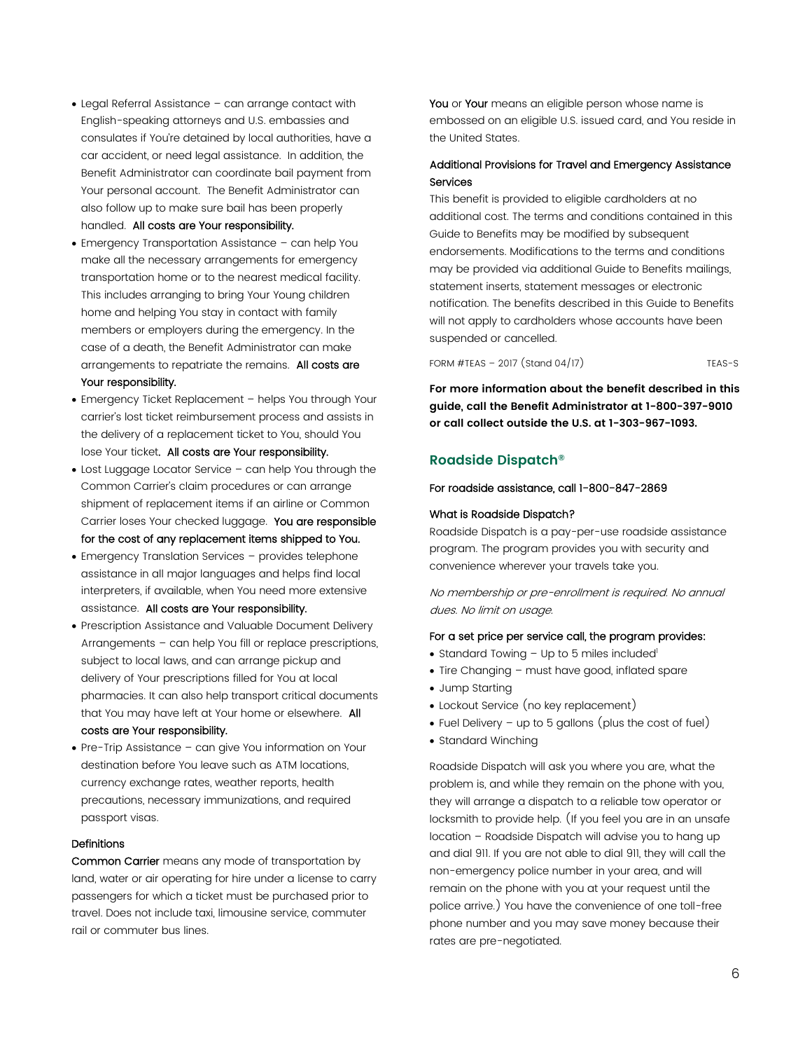- Legal Referral Assistance – can arrange contact with English-speaking attorneys and U.S. embassies and consulates if You're detained by local authorities, have a car accident, or need legal assistance. In addition, the Benefit Administrator can coordinate bail payment from Your personal account. The Benefit Administrator can also follow up to make sure bail has been properly handled. **All costs are Your responsibility.**
- Emergency Transportation Assistance – can help You make all the necessary arrangements for emergency transportation home or to the nearest medical facility. This includes arranging to bring Your Young children home and helping You stay in contact with family members or employers during the emergency. In the case of a death, the Benefit Administrator can make arrangements to repatriate the remains. **All costs are Your responsibility.**
- Emergency Ticket Replacement – helps You through Your carrier's lost ticket reimbursement process and assists in the delivery of a replacement ticket to You, should You lose Your ticket. **All costs are Your responsibility.**
- Lost Luggage Locator Service – can help You through the Common Carrier's claim procedures or can arrange shipment of replacement items if an airline or Common Carrier loses Your checked luggage. **You are responsible for the cost of any replacement items shipped to You.**
- Emergency Translation Services – provides telephone assistance in all major languages and helps find local interpreters, if available, when You need more extensive assistance. **All costs are Your responsibility.**
- Prescription Assistance and Valuable Document Delivery Arrangements – can help You fill or replace prescriptions, subject to local laws, and can arrange pickup and delivery of Your prescriptions filled for You at local pharmacies. It can also help transport critical documents that You may have left at Your home or elsewhere. **All costs are Your responsibility.**
- Pre-Trip Assistance – can give You information on Your destination before You leave such as ATM locations, currency exchange rates, weather reports, health precautions, necessary immunizations, and required passport visas.

### Definitions

**Common Carrier** means any mode of transportation by land, water or air operating for hire under a license to carry passengers for which a ticket must be purchased prior to travel. Does not include taxi, limousine service, commuter rail or commuter bus lines.

**You** or **Your** means an eligible person whose name is embossed on an eligible U.S. issued card, and You reside in the United States.

### Additional Provisions for Travel and Emergency Assistance Services

This benefit is provided to eligible cardholders at no additional cost. The terms and conditions contained in this Guide to Benefits may be modified by subsequent endorsements. Modifications to the terms and conditions may be provided via additional Guide to Benefits mailings, statement inserts, statement messages or electronic notification. The benefits described in this Guide to Benefits will not apply to cardholders whose accounts have been suspended or cancelled.

FORM #TEAS – 2017 (Stand 04/17) TEAS-S

**For more information about the benefit described in this guide, call the Benefit Administrator at 1-800-397-9010 or call collect outside the U.S. at 1-303-967-1093.**

## Roadside Dispatch®

For roadside assistance, call 1-800-847-2869

### What is Roadside Dispatch?

Roadside Dispatch is a pay-per-use roadside assistance program. The program provides you with security and convenience wherever your travels take you.

*No membership or pre-enrollment is required. No annual dues. No limit on usage.*

### For a set price per service call, the program provides:

- Standard Towing – Up to 5 miles included[1]
- Tire Changing – must have good, inflated spare
- Jump Starting
- Lockout Service (no key replacement)
- Fuel Delivery – up to 5 gallons (plus the cost of fuel)
- Standard Winching

Roadside Dispatch will ask you where you are, what the problem is, and while they remain on the phone with you, they will arrange a dispatch to a reliable tow operator or locksmith to provide help. (If you feel you are in an unsafe location – Roadside Dispatch will advise you to hang up and dial 911. If you are not able to dial 911, they will call the non-emergency police number in your area, and will remain on the phone with you at your request until the police arrive.) You have the convenience of one toll-free phone number and you may save money because their rates are pre-negotiated.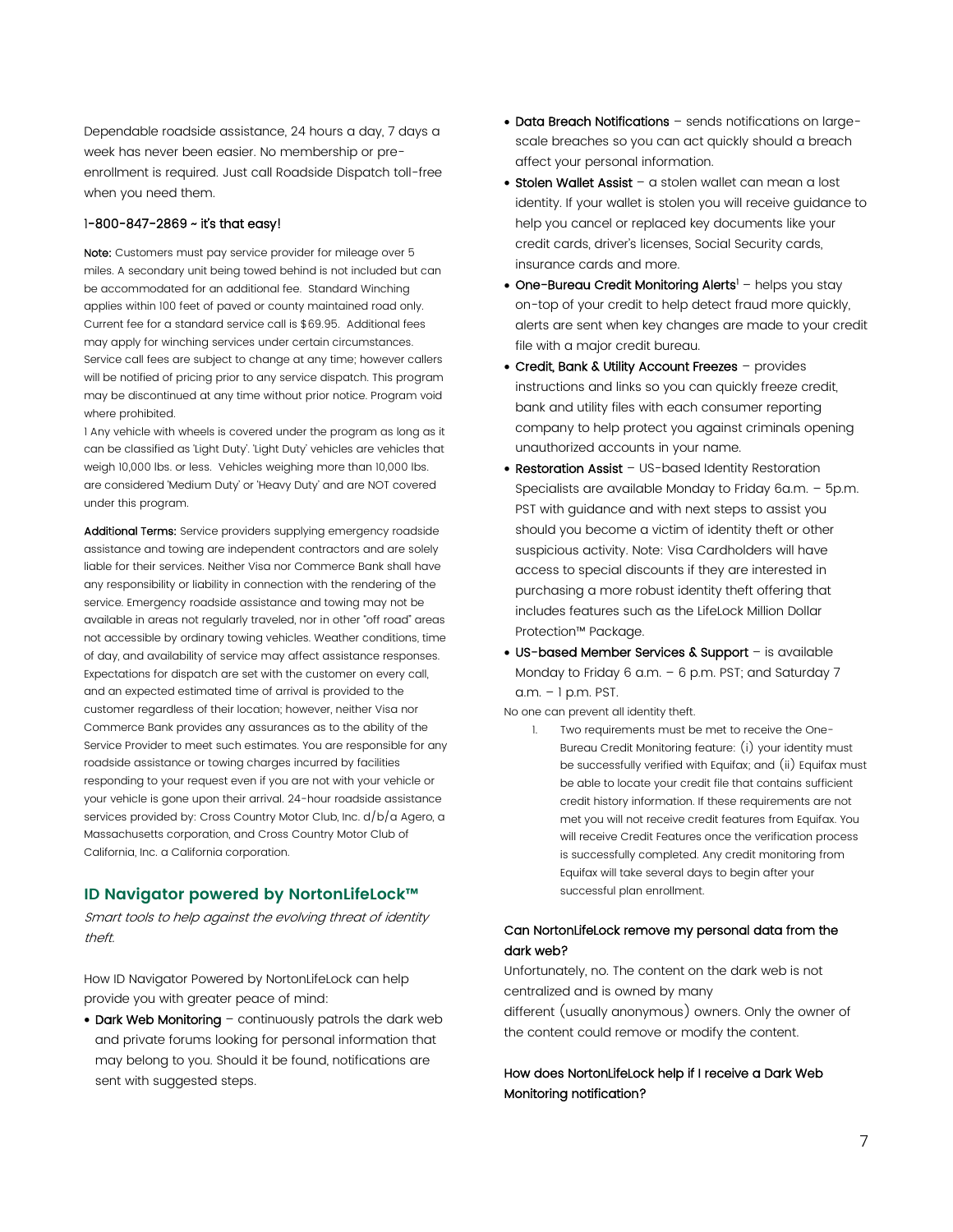Dependable roadside assistance, 24 hours a day, 7 days a week has never been easier. No membership or pre-enrollment is required. Just call Roadside Dispatch toll-free when you need them.

1-800-847-2869 ~ it's that easy!

**Note:** Customers must pay service provider for mileage over 5 miles. A secondary unit being towed behind is not included but can be accommodated for an additional fee. Standard Winching applies within 100 feet of paved or county maintained road only. Current fee for a standard service call is $69.95. Additional fees may apply for winching services under certain circumstances. Service call fees are subject to change at any time; however callers will be notified of pricing prior to any service dispatch. This program may be discontinued at any time without prior notice. Program void where prohibited.

1 Any vehicle with wheels is covered under the program as long as it can be classified as 'Light Duty'. 'Light Duty' vehicles are vehicles that weigh 10,000 lbs. or less. Vehicles weighing more than 10,000 lbs. are considered 'Medium Duty' or 'Heavy Duty' and are NOT covered under this program.

**Additional Terms:** Service providers supplying emergency roadside assistance and towing are independent contractors and are solely liable for their services. Neither Visa nor Commerce Bank shall have any responsibility or liability in connection with the rendering of the service. Emergency roadside assistance and towing may not be available in areas not regularly traveled, nor in other "off road" areas not accessible by ordinary towing vehicles. Weather conditions, time of day, and availability of service may affect assistance responses. Expectations for dispatch are set with the customer on every call, and an expected estimated time of arrival is provided to the customer regardless of their location; however, neither Visa nor Commerce Bank provides any assurances as to the ability of the Service Provider to meet such estimates. You are responsible for any roadside assistance or towing charges incurred by facilities responding to your request even if you are not with your vehicle or your vehicle is gone upon their arrival. 24-hour roadside assistance services provided by: Cross Country Motor Club, Inc. d/b/a Agero, a Massachusetts corporation, and Cross Country Motor Club of California, Inc. a California corporation.

## ID Navigator powered by NortonLifeLock™

*Smart tools to help against the evolving threat of identity theft.*

How ID Navigator Powered by NortonLifeLock can help provide you with greater peace of mind:

- **Dark Web Monitoring** – continuously patrols the dark web and private forums looking for personal information that may belong to you. Should it be found, notifications are sent with suggested steps.
- **Data Breach Notifications** – sends notifications on large-scale breaches so you can act quickly should a breach affect your personal information.
- **Stolen Wallet Assist** – a stolen wallet can mean a lost identity. If your wallet is stolen you will receive guidance to help you cancel or replaced key documents like your credit cards, driver's licenses, Social Security cards, insurance cards and more.
- **One-Bureau Credit Monitoring Alerts**[1] – helps you stay on-top of your credit to help detect fraud more quickly, alerts are sent when key changes are made to your credit file with a major credit bureau.
- **Credit, Bank & Utility Account Freezes** – provides instructions and links so you can quickly freeze credit, bank and utility files with each consumer reporting company to help protect you against criminals opening unauthorized accounts in your name.
- **Restoration Assist** – US-based Identity Restoration Specialists are available Monday to Friday 6a.m. – 5p.m. PST with guidance and with next steps to assist you should you become a victim of identity theft or other suspicious activity. Note: Visa Cardholders will have access to special discounts if they are interested in purchasing a more robust identity theft offering that includes features such as the LifeLock Million Dollar Protection™ Package.
- **US-based Member Services & Support** – is available Monday to Friday 6 a.m. – 6 p.m. PST; and Saturday 7 a.m. – 1 p.m. PST.

No one can prevent all identity theft.

1. Two requirements must be met to receive the One-Bureau Credit Monitoring feature: (i) your identity must be successfully verified with Equifax; and (ii) Equifax must be able to locate your credit file that contains sufficient credit history information. If these requirements are not met you will not receive credit features from Equifax. You will receive Credit Features once the verification process is successfully completed. Any credit monitoring from Equifax will take several days to begin after your successful plan enrollment.

**Can NortonLifeLock remove my personal data from the dark web?**

Unfortunately, no. The content on the dark web is not centralized and is owned by many different (usually anonymous) owners. Only the owner of the content could remove or modify the content.

**How does NortonLifeLock help if I receive a Dark Web Monitoring notification?**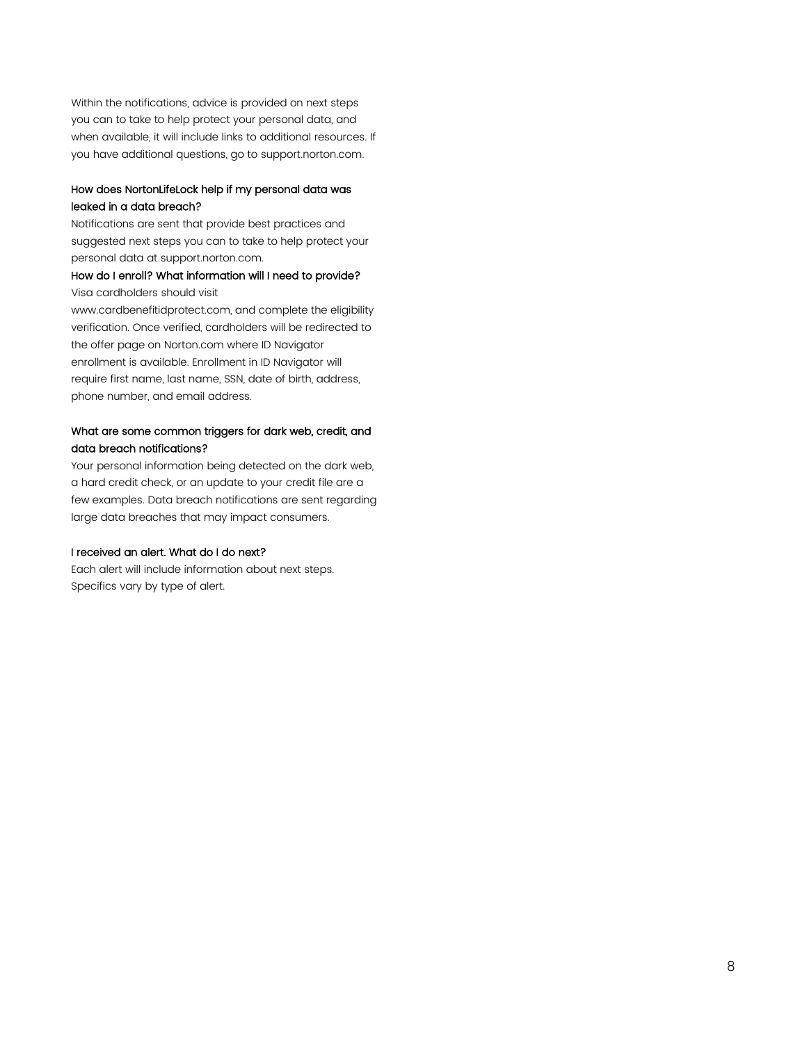Within the notifications, advice is provided on next steps you can to take to help protect your personal data, and when available, it will include links to additional resources. If you have additional questions, go to support.norton.com.

### How does NortonLifeLock help if my personal data was leaked in a data breach?

Notifications are sent that provide best practices and suggested next steps you can to take to help protect your personal data at support.norton.com.

### How do I enroll? What information will I need to provide?

Visa cardholders should visit www.cardbenefitidprotect.com, and complete the eligibility verification. Once verified, cardholders will be redirected to the offer page on Norton.com where ID Navigator enrollment is available. Enrollment in ID Navigator will require first name, last name, SSN, date of birth, address, phone number, and email address.

### What are some common triggers for dark web, credit, and data breach notifications?

Your personal information being detected on the dark web, a hard credit check, or an update to your credit file are a few examples. Data breach notifications are sent regarding large data breaches that may impact consumers.

### I received an alert. What do I do next?

Each alert will include information about next steps. Specifics vary by type of alert.